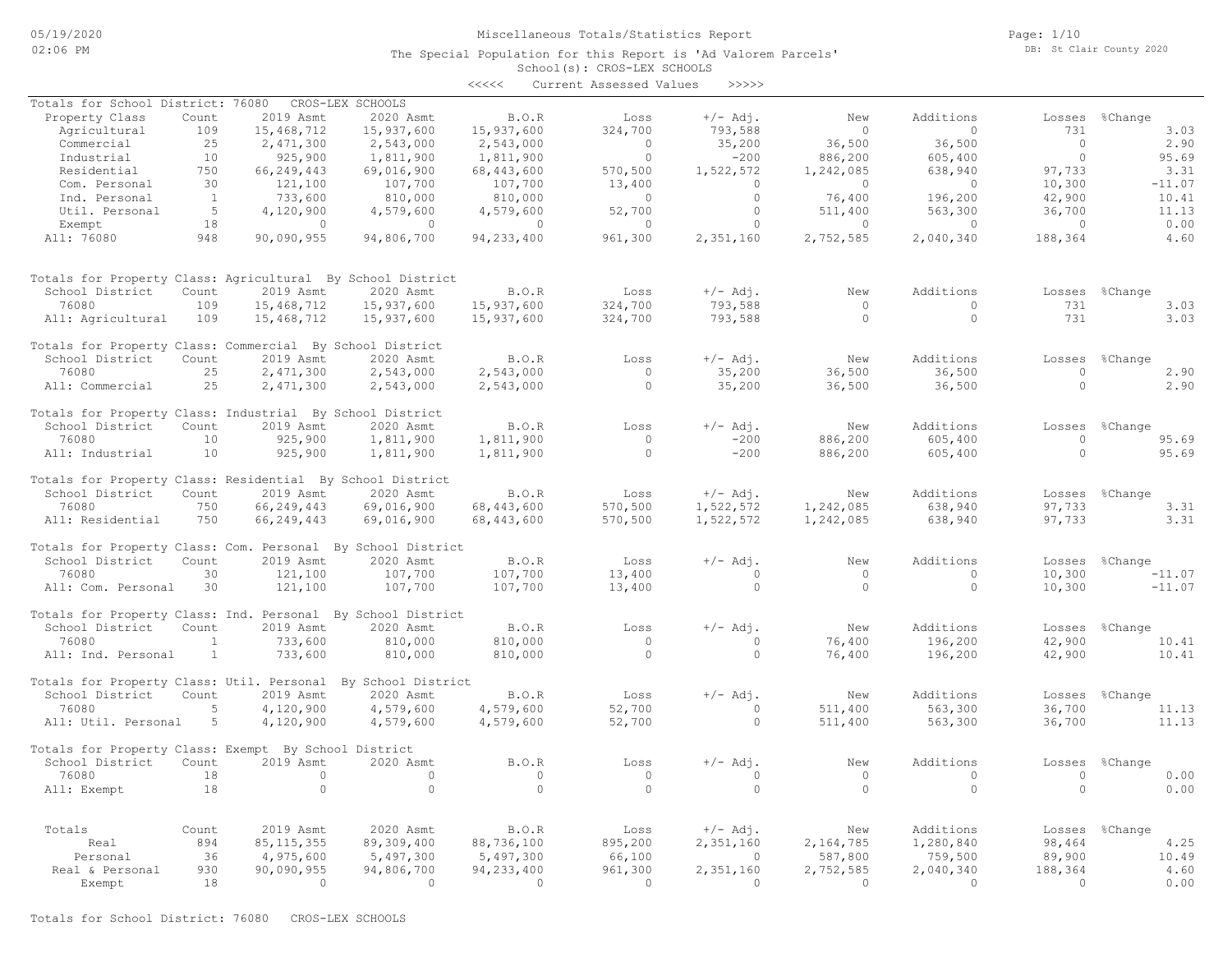Miscellaneous Totals/Statistics Report

The Special Population for this Report is 'Ad Valorem Parcels'

School(s): CROS-LEX SCHOOLS

<<<<< Current Assessed Values >>>>>

Totals for School District: 76080 CROS-LEX SCHOOLS

| Property Class | Count | 2019 Asmt | 2020 Asmt | B.O.R | Loss | +/- Adj. | New | Additions | Losses | %Change |
|---|---|---|---|---|---|---|---|---|---|---|
| Agricultural | 109 | 15,468,712 | 15,937,600 | 15,937,600 | 324,700 | 793,588 | 0 | 0 | 731 | 3.03 |
| Commercial | 25 | 2,471,300 | 2,543,000 | 2,543,000 | 0 | 35,200 | 36,500 | 36,500 | 0 | 2.90 |
| Industrial | 10 | 925,900 | 1,811,900 | 1,811,900 | 0 | -200 | 886,200 | 605,400 | 0 | 95.69 |
| Residential | 750 | 66,249,443 | 69,016,900 | 68,443,600 | 570,500 | 1,522,572 | 1,242,085 | 638,940 | 97,733 | 3.31 |
| Com. Personal | 30 | 121,100 | 107,700 | 107,700 | 13,400 | 0 | 0 | 0 | 10,300 | -11.07 |
| Ind. Personal | 1 | 733,600 | 810,000 | 810,000 | 0 | 0 | 76,400 | 196,200 | 42,900 | 10.41 |
| Util. Personal | 5 | 4,120,900 | 4,579,600 | 4,579,600 | 52,700 | 0 | 511,400 | 563,300 | 36,700 | 11.13 |
| Exempt | 18 | 0 | 0 | 0 | 0 | 0 | 0 | 0 | 0 | 0.00 |
| All: 76080 | 948 | 90,090,955 | 94,806,700 | 94,233,400 | 961,300 | 2,351,160 | 2,752,585 | 2,040,340 | 188,364 | 4.60 |

Totals for Property Class: Agricultural By School District

| School District | Count | 2019 Asmt | 2020 Asmt | B.O.R | Loss | +/- Adj. | New | Additions | Losses | %Change |
|---|---|---|---|---|---|---|---|---|---|---|
| 76080 | 109 | 15,468,712 | 15,937,600 | 15,937,600 | 324,700 | 793,588 | 0 | 0 | 731 | 3.03 |
| All: Agricultural | 109 | 15,468,712 | 15,937,600 | 15,937,600 | 324,700 | 793,588 | 0 | 0 | 731 | 3.03 |

Totals for Property Class: Commercial By School District

| School District | Count | 2019 Asmt | 2020 Asmt | B.O.R | Loss | +/- Adj. | New | Additions | Losses | %Change |
|---|---|---|---|---|---|---|---|---|---|---|
| 76080 | 25 | 2,471,300 | 2,543,000 | 2,543,000 | 0 | 35,200 | 36,500 | 36,500 | 0 | 2.90 |
| All: Commercial | 25 | 2,471,300 | 2,543,000 | 2,543,000 | 0 | 35,200 | 36,500 | 36,500 | 0 | 2.90 |

Totals for Property Class: Industrial By School District

| School District | Count | 2019 Asmt | 2020 Asmt | B.O.R | Loss | +/- Adj. | New | Additions | Losses | %Change |
|---|---|---|---|---|---|---|---|---|---|---|
| 76080 | 10 | 925,900 | 1,811,900 | 1,811,900 | 0 | -200 | 886,200 | 605,400 | 0 | 95.69 |
| All: Industrial | 10 | 925,900 | 1,811,900 | 1,811,900 | 0 | -200 | 886,200 | 605,400 | 0 | 95.69 |

Totals for Property Class: Residential By School District

| School District | Count | 2019 Asmt | 2020 Asmt | B.O.R | Loss | +/- Adj. | New | Additions | Losses | %Change |
|---|---|---|---|---|---|---|---|---|---|---|
| 76080 | 750 | 66,249,443 | 69,016,900 | 68,443,600 | 570,500 | 1,522,572 | 1,242,085 | 638,940 | 97,733 | 3.31 |
| All: Residential | 750 | 66,249,443 | 69,016,900 | 68,443,600 | 570,500 | 1,522,572 | 1,242,085 | 638,940 | 97,733 | 3.31 |

Totals for Property Class: Com. Personal By School District

| School District | Count | 2019 Asmt | 2020 Asmt | B.O.R | Loss | +/- Adj. | New | Additions | Losses | %Change |
|---|---|---|---|---|---|---|---|---|---|---|
| 76080 | 30 | 121,100 | 107,700 | 107,700 | 13,400 | 0 | 0 | 0 | 10,300 | -11.07 |
| All: Com. Personal | 30 | 121,100 | 107,700 | 107,700 | 13,400 | 0 | 0 | 0 | 10,300 | -11.07 |

Totals for Property Class: Ind. Personal By School District

| School District | Count | 2019 Asmt | 2020 Asmt | B.O.R | Loss | +/- Adj. | New | Additions | Losses | %Change |
|---|---|---|---|---|---|---|---|---|---|---|
| 76080 | 1 | 733,600 | 810,000 | 810,000 | 0 | 0 | 76,400 | 196,200 | 42,900 | 10.41 |
| All: Ind. Personal | 1 | 733,600 | 810,000 | 810,000 | 0 | 0 | 76,400 | 196,200 | 42,900 | 10.41 |

Totals for Property Class: Util. Personal By School District

| School District | Count | 2019 Asmt | 2020 Asmt | B.O.R | Loss | +/- Adj. | New | Additions | Losses | %Change |
|---|---|---|---|---|---|---|---|---|---|---|
| 76080 | 5 | 4,120,900 | 4,579,600 | 4,579,600 | 52,700 | 0 | 511,400 | 563,300 | 36,700 | 11.13 |
| All: Util. Personal | 5 | 4,120,900 | 4,579,600 | 4,579,600 | 52,700 | 0 | 511,400 | 563,300 | 36,700 | 11.13 |

Totals for Property Class: Exempt By School District

| School District | Count | 2019 Asmt | 2020 Asmt | B.O.R | Loss | +/- Adj. | New | Additions | Losses | %Change |
|---|---|---|---|---|---|---|---|---|---|---|
| 76080 | 18 | 0 | 0 | 0 | 0 | 0 | 0 | 0 | 0 | 0.00 |
| All: Exempt | 18 | 0 | 0 | 0 | 0 | 0 | 0 | 0 | 0 | 0.00 |

| Totals | Count | 2019 Asmt | 2020 Asmt | B.O.R | Loss | +/- Adj. | New | Additions | Losses | %Change |
|---|---|---|---|---|---|---|---|---|---|---|
| Real | 894 | 85,115,355 | 89,309,400 | 88,736,100 | 895,200 | 2,351,160 | 2,164,785 | 1,280,840 | 98,464 | 4.25 |
| Personal | 36 | 4,975,600 | 5,497,300 | 5,497,300 | 66,100 | 0 | 587,800 | 759,500 | 89,900 | 10.49 |
| Real & Personal | 930 | 90,090,955 | 94,806,700 | 94,233,400 | 961,300 | 2,351,160 | 2,752,585 | 2,040,340 | 188,364 | 4.60 |
| Exempt | 18 | 0 | 0 | 0 | 0 | 0 | 0 | 0 | 0 | 0.00 |

Totals for School District: 76080 CROS-LEX SCHOOLS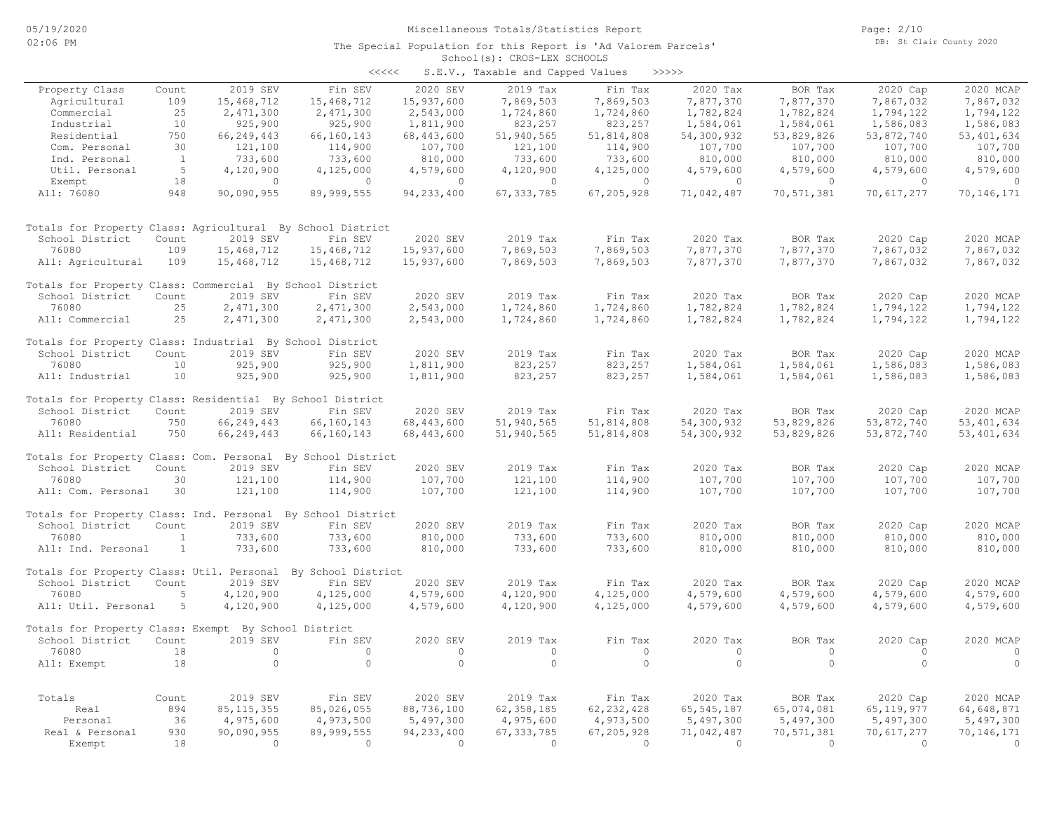# Miscellaneous Totals/Statistics Report

The Special Population for this Report is 'Ad Valorem Parcels'

School(s): CROS-LEX SCHOOLS

<<<<< S.E.V., Taxable and Capped Values >>>>>

| Property Class | Count | 2019 SEV | Fin SEV | 2020 SEV | 2019 Tax | Fin Tax | 2020 Tax | BOR Tax | 2020 Cap | 2020 MCAP |
|---|---|---|---|---|---|---|---|---|---|---|
| Agricultural | 109 | 15,468,712 | 15,468,712 | 15,937,600 | 7,869,503 | 7,869,503 | 7,877,370 | 7,877,370 | 7,867,032 | 7,867,032 |
| Commercial | 25 | 2,471,300 | 2,471,300 | 2,543,000 | 1,724,860 | 1,724,860 | 1,782,824 | 1,782,824 | 1,794,122 | 1,794,122 |
| Industrial | 10 | 925,900 | 925,900 | 1,811,900 | 823,257 | 823,257 | 1,584,061 | 1,584,061 | 1,586,083 | 1,586,083 |
| Residential | 750 | 66,249,443 | 66,160,143 | 68,443,600 | 51,940,565 | 51,814,808 | 54,300,932 | 53,829,826 | 53,872,740 | 53,401,634 |
| Com. Personal | 30 | 121,100 | 114,900 | 107,700 | 121,100 | 114,900 | 107,700 | 107,700 | 107,700 | 107,700 |
| Ind. Personal | 1 | 733,600 | 733,600 | 810,000 | 733,600 | 733,600 | 810,000 | 810,000 | 810,000 | 810,000 |
| Util. Personal | 5 | 4,120,900 | 4,125,000 | 4,579,600 | 4,120,900 | 4,125,000 | 4,579,600 | 4,579,600 | 4,579,600 | 4,579,600 |
| Exempt | 18 | 0 | 0 | 0 | 0 | 0 | 0 | 0 | 0 | 0 |
| All: 76080 | 948 | 90,090,955 | 89,999,555 | 94,233,400 | 67,333,785 | 67,205,928 | 71,042,487 | 70,571,381 | 70,617,277 | 70,146,171 |

Totals for Property Class: Agricultural By School District

| School District | Count | 2019 SEV | Fin SEV | 2020 SEV | 2019 Tax | Fin Tax | 2020 Tax | BOR Tax | 2020 Cap | 2020 MCAP |
|---|---|---|---|---|---|---|---|---|---|---|
| 76080 | 109 | 15,468,712 | 15,468,712 | 15,937,600 | 7,869,503 | 7,869,503 | 7,877,370 | 7,877,370 | 7,867,032 | 7,867,032 |
| All: Agricultural | 109 | 15,468,712 | 15,468,712 | 15,937,600 | 7,869,503 | 7,869,503 | 7,877,370 | 7,877,370 | 7,867,032 | 7,867,032 |

Totals for Property Class: Commercial By School District

| School District | Count | 2019 SEV | Fin SEV | 2020 SEV | 2019 Tax | Fin Tax | 2020 Tax | BOR Tax | 2020 Cap | 2020 MCAP |
|---|---|---|---|---|---|---|---|---|---|---|
| 76080 | 25 | 2,471,300 | 2,471,300 | 2,543,000 | 1,724,860 | 1,724,860 | 1,782,824 | 1,782,824 | 1,794,122 | 1,794,122 |
| All: Commercial | 25 | 2,471,300 | 2,471,300 | 2,543,000 | 1,724,860 | 1,724,860 | 1,782,824 | 1,782,824 | 1,794,122 | 1,794,122 |

Totals for Property Class: Industrial By School District

| School District | Count | 2019 SEV | Fin SEV | 2020 SEV | 2019 Tax | Fin Tax | 2020 Tax | BOR Tax | 2020 Cap | 2020 MCAP |
|---|---|---|---|---|---|---|---|---|---|---|
| 76080 | 10 | 925,900 | 925,900 | 1,811,900 | 823,257 | 823,257 | 1,584,061 | 1,584,061 | 1,586,083 | 1,586,083 |
| All: Industrial | 10 | 925,900 | 925,900 | 1,811,900 | 823,257 | 823,257 | 1,584,061 | 1,584,061 | 1,586,083 | 1,586,083 |

Totals for Property Class: Residential By School District

| School District | Count | 2019 SEV | Fin SEV | 2020 SEV | 2019 Tax | Fin Tax | 2020 Tax | BOR Tax | 2020 Cap | 2020 MCAP |
|---|---|---|---|---|---|---|---|---|---|---|
| 76080 | 750 | 66,249,443 | 66,160,143 | 68,443,600 | 51,940,565 | 51,814,808 | 54,300,932 | 53,829,826 | 53,872,740 | 53,401,634 |
| All: Residential | 750 | 66,249,443 | 66,160,143 | 68,443,600 | 51,940,565 | 51,814,808 | 54,300,932 | 53,829,826 | 53,872,740 | 53,401,634 |

Totals for Property Class: Com. Personal By School District

| School District | Count | 2019 SEV | Fin SEV | 2020 SEV | 2019 Tax | Fin Tax | 2020 Tax | BOR Tax | 2020 Cap | 2020 MCAP |
|---|---|---|---|---|---|---|---|---|---|---|
| 76080 | 30 | 121,100 | 114,900 | 107,700 | 121,100 | 114,900 | 107,700 | 107,700 | 107,700 | 107,700 |
| All: Com. Personal | 30 | 121,100 | 114,900 | 107,700 | 121,100 | 114,900 | 107,700 | 107,700 | 107,700 | 107,700 |

Totals for Property Class: Ind. Personal By School District

| School District | Count | 2019 SEV | Fin SEV | 2020 SEV | 2019 Tax | Fin Tax | 2020 Tax | BOR Tax | 2020 Cap | 2020 MCAP |
|---|---|---|---|---|---|---|---|---|---|---|
| 76080 | 1 | 733,600 | 733,600 | 810,000 | 733,600 | 733,600 | 810,000 | 810,000 | 810,000 | 810,000 |
| All: Ind. Personal | 1 | 733,600 | 733,600 | 810,000 | 733,600 | 733,600 | 810,000 | 810,000 | 810,000 | 810,000 |

Totals for Property Class: Util. Personal By School District

| School District | Count | 2019 SEV | Fin SEV | 2020 SEV | 2019 Tax | Fin Tax | 2020 Tax | BOR Tax | 2020 Cap | 2020 MCAP |
|---|---|---|---|---|---|---|---|---|---|---|
| 76080 | 5 | 4,120,900 | 4,125,000 | 4,579,600 | 4,120,900 | 4,125,000 | 4,579,600 | 4,579,600 | 4,579,600 | 4,579,600 |
| All: Util. Personal | 5 | 4,120,900 | 4,125,000 | 4,579,600 | 4,120,900 | 4,125,000 | 4,579,600 | 4,579,600 | 4,579,600 | 4,579,600 |

Totals for Property Class: Exempt By School District

| School District | Count | 2019 SEV | Fin SEV | 2020 SEV | 2019 Tax | Fin Tax | 2020 Tax | BOR Tax | 2020 Cap | 2020 MCAP |
|---|---|---|---|---|---|---|---|---|---|---|
| 76080 | 18 | 0 | 0 | 0 | 0 | 0 | 0 | 0 | 0 | 0 |
| All: Exempt | 18 | 0 | 0 | 0 | 0 | 0 | 0 | 0 | 0 | 0 |

| Totals | Count | 2019 SEV | Fin SEV | 2020 SEV | 2019 Tax | Fin Tax | 2020 Tax | BOR Tax | 2020 Cap | 2020 MCAP |
|---|---|---|---|---|---|---|---|---|---|---|
| Real | 894 | 85,115,355 | 85,026,055 | 88,736,100 | 62,358,185 | 62,232,428 | 65,545,187 | 65,074,081 | 65,119,977 | 64,648,871 |
| Personal | 36 | 4,975,600 | 4,973,500 | 5,497,300 | 4,975,600 | 4,973,500 | 5,497,300 | 5,497,300 | 5,497,300 | 5,497,300 |
| Real & Personal | 930 | 90,090,955 | 89,999,555 | 94,233,400 | 67,333,785 | 67,205,928 | 71,042,487 | 70,571,381 | 70,617,277 | 70,146,171 |
| Exempt | 18 | 0 | 0 | 0 | 0 | 0 | 0 | 0 | 0 | 0 |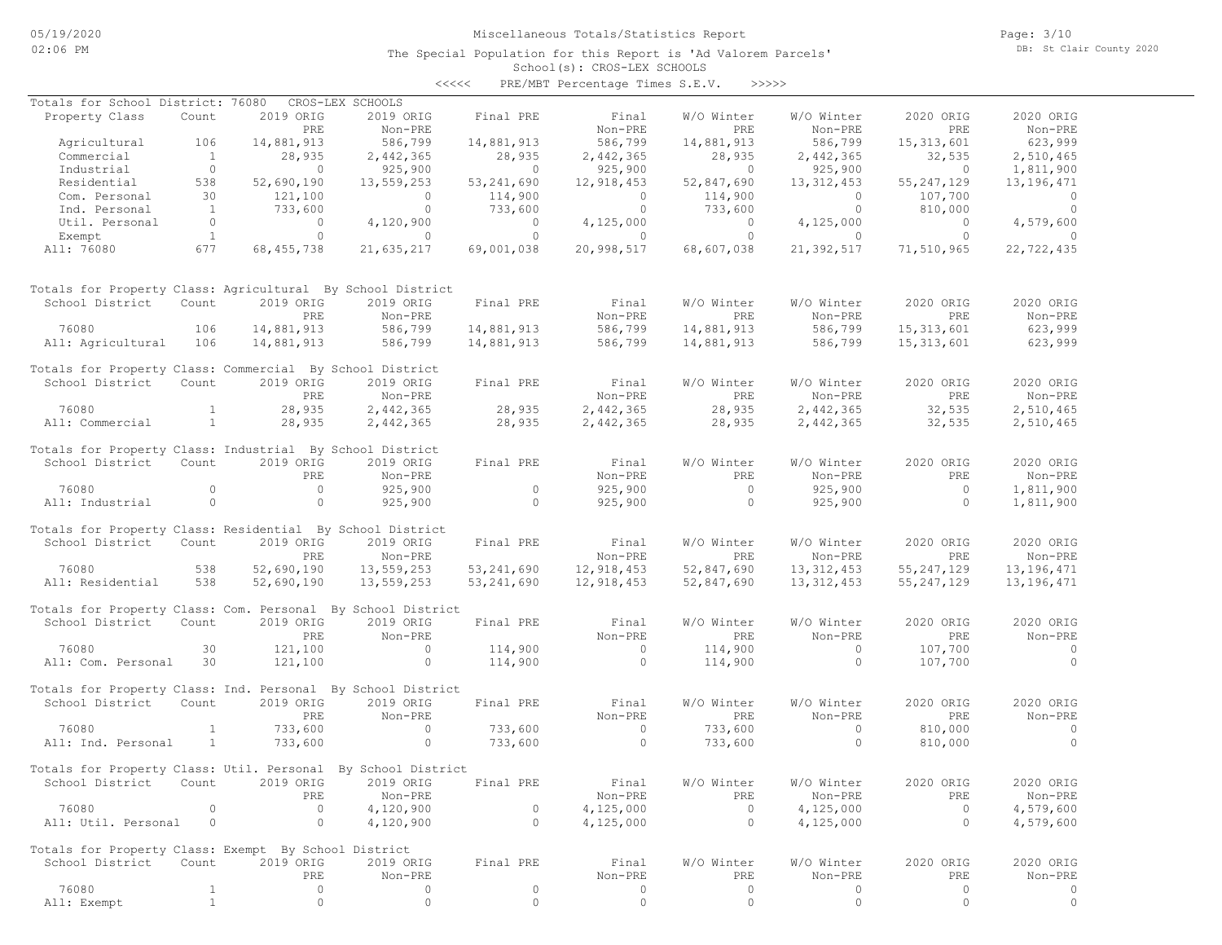# Miscellaneous Totals/Statistics Report

The Special Population for this Report is 'Ad Valorem Parcels'

School(s): CROS-LEX SCHOOLS

<<<<< PRE/MBT Percentage Times S.E.V. >>>>>

Totals for School District: 76080 CROS-LEX SCHOOLS

| Property Class | Count | 2019 ORIG PRE | 2019 ORIG Non-PRE | Final PRE | Final Non-PRE | W/O Winter PRE | W/O Winter Non-PRE | 2020 ORIG PRE | 2020 ORIG Non-PRE |
|---|---|---|---|---|---|---|---|---|---|
| Agricultural | 106 | 14,881,913 | 586,799 | 14,881,913 | 586,799 | 14,881,913 | 586,799 | 15,313,601 | 623,999 |
| Commercial | 1 | 28,935 | 2,442,365 | 28,935 | 2,442,365 | 28,935 | 2,442,365 | 32,535 | 2,510,465 |
| Industrial | 0 | 0 | 925,900 | 0 | 925,900 | 0 | 925,900 | 0 | 1,811,900 |
| Residential | 538 | 52,690,190 | 13,559,253 | 53,241,690 | 12,918,453 | 52,847,690 | 13,312,453 | 55,247,129 | 13,196,471 |
| Com. Personal | 30 | 121,100 | 0 | 114,900 | 0 | 114,900 | 0 | 107,700 | 0 |
| Ind. Personal | 1 | 733,600 | 0 | 733,600 | 0 | 733,600 | 0 | 810,000 | 0 |
| Util. Personal | 0 | 0 | 4,120,900 | 0 | 4,125,000 | 0 | 4,125,000 | 0 | 4,579,600 |
| Exempt | 1 | 0 | 0 | 0 | 0 | 0 | 0 | 0 | 0 |
| All: 76080 | 677 | 68,455,738 | 21,635,217 | 69,001,038 | 20,998,517 | 68,607,038 | 21,392,517 | 71,510,965 | 22,722,435 |

Totals for Property Class: Agricultural By School District

| School District | Count | 2019 ORIG PRE | 2019 ORIG Non-PRE | Final PRE | Final Non-PRE | W/O Winter PRE | W/O Winter Non-PRE | 2020 ORIG PRE | 2020 ORIG Non-PRE |
|---|---|---|---|---|---|---|---|---|---|
| 76080 | 106 | 14,881,913 | 586,799 | 14,881,913 | 586,799 | 14,881,913 | 586,799 | 15,313,601 | 623,999 |
| All: Agricultural | 106 | 14,881,913 | 586,799 | 14,881,913 | 586,799 | 14,881,913 | 586,799 | 15,313,601 | 623,999 |

Totals for Property Class: Commercial By School District

| School District | Count | 2019 ORIG PRE | 2019 ORIG Non-PRE | Final PRE | Final Non-PRE | W/O Winter PRE | W/O Winter Non-PRE | 2020 ORIG PRE | 2020 ORIG Non-PRE |
|---|---|---|---|---|---|---|---|---|---|
| 76080 | 1 | 28,935 | 2,442,365 | 28,935 | 2,442,365 | 28,935 | 2,442,365 | 32,535 | 2,510,465 |
| All: Commercial | 1 | 28,935 | 2,442,365 | 28,935 | 2,442,365 | 28,935 | 2,442,365 | 32,535 | 2,510,465 |

Totals for Property Class: Industrial By School District

| School District | Count | 2019 ORIG PRE | 2019 ORIG Non-PRE | Final PRE | Final Non-PRE | W/O Winter PRE | W/O Winter Non-PRE | 2020 ORIG PRE | 2020 ORIG Non-PRE |
|---|---|---|---|---|---|---|---|---|---|
| 76080 | 0 | 0 | 925,900 | 0 | 925,900 | 0 | 925,900 | 0 | 1,811,900 |
| All: Industrial | 0 | 0 | 925,900 | 0 | 925,900 | 0 | 925,900 | 0 | 1,811,900 |

Totals for Property Class: Residential By School District

| School District | Count | 2019 ORIG PRE | 2019 ORIG Non-PRE | Final PRE | Final Non-PRE | W/O Winter PRE | W/O Winter Non-PRE | 2020 ORIG PRE | 2020 ORIG Non-PRE |
|---|---|---|---|---|---|---|---|---|---|
| 76080 | 538 | 52,690,190 | 13,559,253 | 53,241,690 | 12,918,453 | 52,847,690 | 13,312,453 | 55,247,129 | 13,196,471 |
| All: Residential | 538 | 52,690,190 | 13,559,253 | 53,241,690 | 12,918,453 | 52,847,690 | 13,312,453 | 55,247,129 | 13,196,471 |

Totals for Property Class: Com. Personal By School District

| School District | Count | 2019 ORIG PRE | 2019 ORIG Non-PRE | Final PRE | Final Non-PRE | W/O Winter PRE | W/O Winter Non-PRE | 2020 ORIG PRE | 2020 ORIG Non-PRE |
|---|---|---|---|---|---|---|---|---|---|
| 76080 | 30 | 121,100 | 0 | 114,900 | 0 | 114,900 | 0 | 107,700 | 0 |
| All: Com. Personal | 30 | 121,100 | 0 | 114,900 | 0 | 114,900 | 0 | 107,700 | 0 |

Totals for Property Class: Ind. Personal By School District

| School District | Count | 2019 ORIG PRE | 2019 ORIG Non-PRE | Final PRE | Final Non-PRE | W/O Winter PRE | W/O Winter Non-PRE | 2020 ORIG PRE | 2020 ORIG Non-PRE |
|---|---|---|---|---|---|---|---|---|---|
| 76080 | 1 | 733,600 | 0 | 733,600 | 0 | 733,600 | 0 | 810,000 | 0 |
| All: Ind. Personal | 1 | 733,600 | 0 | 733,600 | 0 | 733,600 | 0 | 810,000 | 0 |

Totals for Property Class: Util. Personal By School District

| School District | Count | 2019 ORIG PRE | 2019 ORIG Non-PRE | Final PRE | Final Non-PRE | W/O Winter PRE | W/O Winter Non-PRE | 2020 ORIG PRE | 2020 ORIG Non-PRE |
|---|---|---|---|---|---|---|---|---|---|
| 76080 | 0 | 0 | 4,120,900 | 0 | 4,125,000 | 0 | 4,125,000 | 0 | 4,579,600 |
| All: Util. Personal | 0 | 0 | 4,120,900 | 0 | 4,125,000 | 0 | 4,125,000 | 0 | 4,579,600 |

Totals for Property Class: Exempt By School District

| School District | Count | 2019 ORIG PRE | 2019 ORIG Non-PRE | Final PRE | Final Non-PRE | W/O Winter PRE | W/O Winter Non-PRE | 2020 ORIG PRE | 2020 ORIG Non-PRE |
|---|---|---|---|---|---|---|---|---|---|
| 76080 | 1 | 0 | 0 | 0 | 0 | 0 | 0 | 0 | 0 |
| All: Exempt | 1 | 0 | 0 | 0 | 0 | 0 | 0 | 0 | 0 |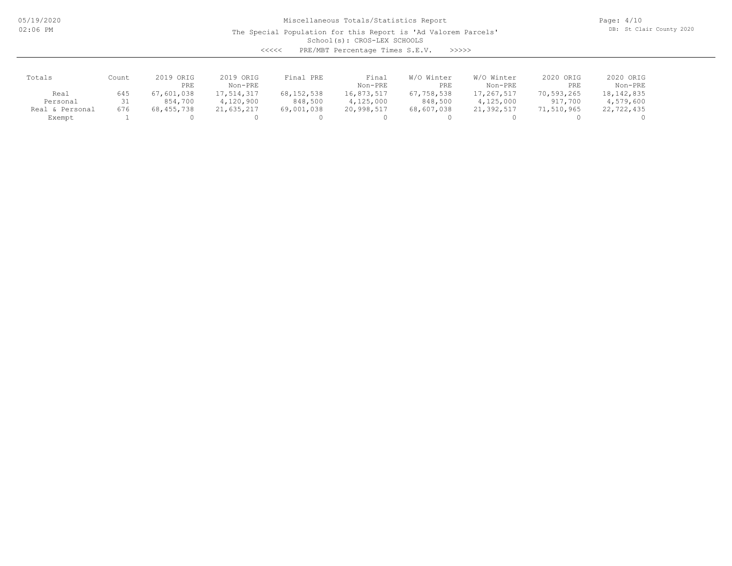Miscellaneous Totals/Statistics Report

The Special Population for this Report is 'Ad Valorem Parcels'

School(s): CROS-LEX SCHOOLS

<<<<< PRE/MBT Percentage Times S.E.V. >>>>>

| Totals | Count | 2019 ORIG PRE | 2019 ORIG Non-PRE | Final PRE | Final Non-PRE | W/O Winter PRE | W/O Winter Non-PRE | 2020 ORIG PRE | 2020 ORIG Non-PRE |
|---|---|---|---|---|---|---|---|---|---|
| Real | 645 | 67,601,038 | 17,514,317 | 68,152,538 | 16,873,517 | 67,758,538 | 17,267,517 | 70,593,265 | 18,142,835 |
| Personal | 31 | 854,700 | 4,120,900 | 848,500 | 4,125,000 | 848,500 | 4,125,000 | 917,700 | 4,579,600 |
| Real & Personal | 676 | 68,455,738 | 21,635,217 | 69,001,038 | 20,998,517 | 68,607,038 | 21,392,517 | 71,510,965 | 22,722,435 |
| Exempt | 1 | 0 | 0 | 0 | 0 | 0 | 0 | 0 | 0 |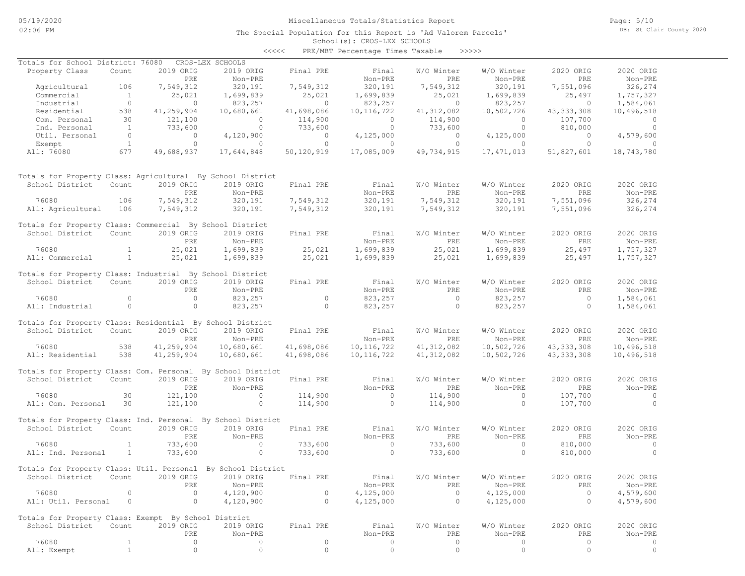# Miscellaneous Totals/Statistics Report

The Special Population for this Report is 'Ad Valorem Parcels'

School(s): CROS-LEX SCHOOLS

<<<<< PRE/MBT Percentage Times Taxable >>>>>

Totals for School District: 76080 CROS-LEX SCHOOLS

| Property Class | Count | 2019 ORIG PRE | 2019 ORIG Non-PRE | Final PRE | Final Non-PRE | W/O Winter PRE | W/O Winter Non-PRE | 2020 ORIG PRE | 2020 ORIG Non-PRE |
|---|---|---|---|---|---|---|---|---|---|
| Agricultural | 106 | 7,549,312 | 320,191 | 7,549,312 | 320,191 | 7,549,312 | 320,191 | 7,551,096 | 326,274 |
| Commercial | 1 | 25,021 | 1,699,839 | 25,021 | 1,699,839 | 25,021 | 1,699,839 | 25,497 | 1,757,327 |
| Industrial | 0 | 0 | 823,257 | 0 | 823,257 | 0 | 823,257 | 0 | 1,584,061 |
| Residential | 538 | 41,259,904 | 10,680,661 | 41,698,086 | 10,116,722 | 41,312,082 | 10,502,726 | 43,333,308 | 10,496,518 |
| Com. Personal | 30 | 121,100 | 0 | 114,900 | 0 | 114,900 | 0 | 107,700 | 0 |
| Ind. Personal | 1 | 733,600 | 0 | 733,600 | 0 | 733,600 | 0 | 810,000 | 0 |
| Util. Personal | 0 | 0 | 4,120,900 | 0 | 4,125,000 | 0 | 4,125,000 | 0 | 4,579,600 |
| Exempt | 1 | 0 | 0 | 0 | 0 | 0 | 0 | 0 | 0 |
| All: 76080 | 677 | 49,688,937 | 17,644,848 | 50,120,919 | 17,085,009 | 49,734,915 | 17,471,013 | 51,827,601 | 18,743,780 |

Totals for Property Class: Agricultural By School District

| School District | Count | 2019 ORIG PRE | 2019 ORIG Non-PRE | Final PRE | Final Non-PRE | W/O Winter PRE | W/O Winter Non-PRE | 2020 ORIG PRE | 2020 ORIG Non-PRE |
|---|---|---|---|---|---|---|---|---|---|
| 76080 | 106 | 7,549,312 | 320,191 | 7,549,312 | 320,191 | 7,549,312 | 320,191 | 7,551,096 | 326,274 |
| All: Agricultural | 106 | 7,549,312 | 320,191 | 7,549,312 | 320,191 | 7,549,312 | 320,191 | 7,551,096 | 326,274 |

Totals for Property Class: Commercial By School District

| School District | Count | 2019 ORIG PRE | 2019 ORIG Non-PRE | Final PRE | Final Non-PRE | W/O Winter PRE | W/O Winter Non-PRE | 2020 ORIG PRE | 2020 ORIG Non-PRE |
|---|---|---|---|---|---|---|---|---|---|
| 76080 | 1 | 25,021 | 1,699,839 | 25,021 | 1,699,839 | 25,021 | 1,699,839 | 25,497 | 1,757,327 |
| All: Commercial | 1 | 25,021 | 1,699,839 | 25,021 | 1,699,839 | 25,021 | 1,699,839 | 25,497 | 1,757,327 |

Totals for Property Class: Industrial By School District

| School District | Count | 2019 ORIG PRE | 2019 ORIG Non-PRE | Final PRE | Final Non-PRE | W/O Winter PRE | W/O Winter Non-PRE | 2020 ORIG PRE | 2020 ORIG Non-PRE |
|---|---|---|---|---|---|---|---|---|---|
| 76080 | 0 | 0 | 823,257 | 0 | 823,257 | 0 | 823,257 | 0 | 1,584,061 |
| All: Industrial | 0 | 0 | 823,257 | 0 | 823,257 | 0 | 823,257 | 0 | 1,584,061 |

Totals for Property Class: Residential By School District

| School District | Count | 2019 ORIG PRE | 2019 ORIG Non-PRE | Final PRE | Final Non-PRE | W/O Winter PRE | W/O Winter Non-PRE | 2020 ORIG PRE | 2020 ORIG Non-PRE |
|---|---|---|---|---|---|---|---|---|---|
| 76080 | 538 | 41,259,904 | 10,680,661 | 41,698,086 | 10,116,722 | 41,312,082 | 10,502,726 | 43,333,308 | 10,496,518 |
| All: Residential | 538 | 41,259,904 | 10,680,661 | 41,698,086 | 10,116,722 | 41,312,082 | 10,502,726 | 43,333,308 | 10,496,518 |

Totals for Property Class: Com. Personal By School District

| School District | Count | 2019 ORIG PRE | 2019 ORIG Non-PRE | Final PRE | Final Non-PRE | W/O Winter PRE | W/O Winter Non-PRE | 2020 ORIG PRE | 2020 ORIG Non-PRE |
|---|---|---|---|---|---|---|---|---|---|
| 76080 | 30 | 121,100 | 0 | 114,900 | 0 | 114,900 | 0 | 107,700 | 0 |
| All: Com. Personal | 30 | 121,100 | 0 | 114,900 | 0 | 114,900 | 0 | 107,700 | 0 |

Totals for Property Class: Ind. Personal By School District

| School District | Count | 2019 ORIG PRE | 2019 ORIG Non-PRE | Final PRE | Final Non-PRE | W/O Winter PRE | W/O Winter Non-PRE | 2020 ORIG PRE | 2020 ORIG Non-PRE |
|---|---|---|---|---|---|---|---|---|---|
| 76080 | 1 | 733,600 | 0 | 733,600 | 0 | 733,600 | 0 | 810,000 | 0 |
| All: Ind. Personal | 1 | 733,600 | 0 | 733,600 | 0 | 733,600 | 0 | 810,000 | 0 |

Totals for Property Class: Util. Personal By School District

| School District | Count | 2019 ORIG PRE | 2019 ORIG Non-PRE | Final PRE | Final Non-PRE | W/O Winter PRE | W/O Winter Non-PRE | 2020 ORIG PRE | 2020 ORIG Non-PRE |
|---|---|---|---|---|---|---|---|---|---|
| 76080 | 0 | 0 | 4,120,900 | 0 | 4,125,000 | 0 | 4,125,000 | 0 | 4,579,600 |
| All: Util. Personal | 0 | 0 | 4,120,900 | 0 | 4,125,000 | 0 | 4,125,000 | 0 | 4,579,600 |

Totals for Property Class: Exempt By School District

| School District | Count | 2019 ORIG PRE | 2019 ORIG Non-PRE | Final PRE | Final Non-PRE | W/O Winter PRE | W/O Winter Non-PRE | 2020 ORIG PRE | 2020 ORIG Non-PRE |
|---|---|---|---|---|---|---|---|---|---|
| 76080 | 1 | 0 | 0 | 0 | 0 | 0 | 0 | 0 | 0 |
| All: Exempt | 1 | 0 | 0 | 0 | 0 | 0 | 0 | 0 | 0 |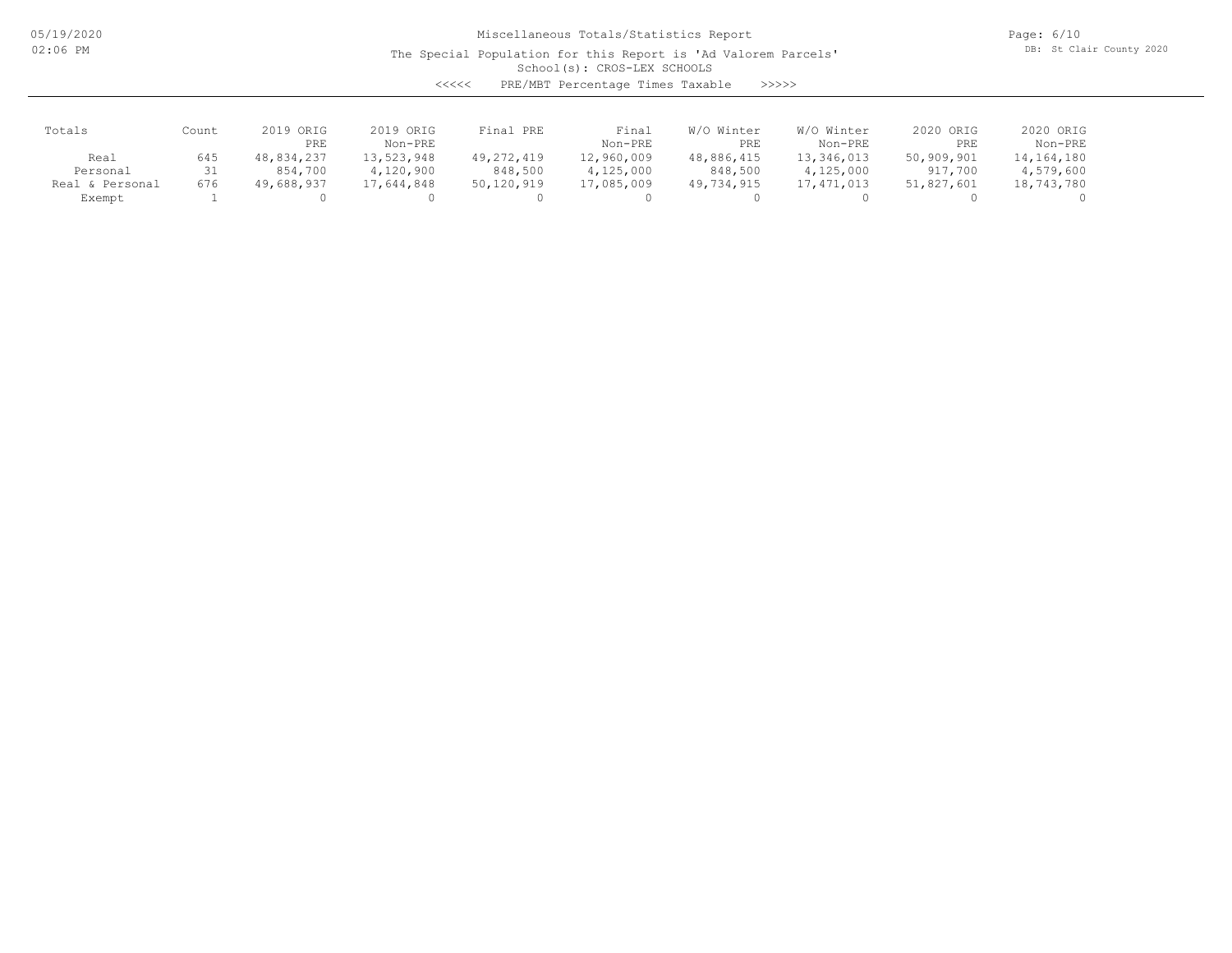# Miscellaneous Totals/Statistics Report

The Special Population for this Report is 'Ad Valorem Parcels'

School(s): CROS-LEX SCHOOLS

<<<<< PRE/MBT Percentage Times Taxable >>>>>

| Totals | Count | 2019 ORIG PRE | 2019 ORIG Non-PRE | Final PRE | Final Non-PRE | W/O Winter PRE | W/O Winter Non-PRE | 2020 ORIG PRE | 2020 ORIG Non-PRE |
|---|---|---|---|---|---|---|---|---|---|
| Real | 645 | 48,834,237 | 13,523,948 | 49,272,419 | 12,960,009 | 48,886,415 | 13,346,013 | 50,909,901 | 14,164,180 |
| Personal | 31 | 854,700 | 4,120,900 | 848,500 | 4,125,000 | 848,500 | 4,125,000 | 917,700 | 4,579,600 |
| Real & Personal | 676 | 49,688,937 | 17,644,848 | 50,120,919 | 17,085,009 | 49,734,915 | 17,471,013 | 51,827,601 | 18,743,780 |
| Exempt | 1 | 0 | 0 | 0 | 0 | 0 | 0 | 0 | 0 |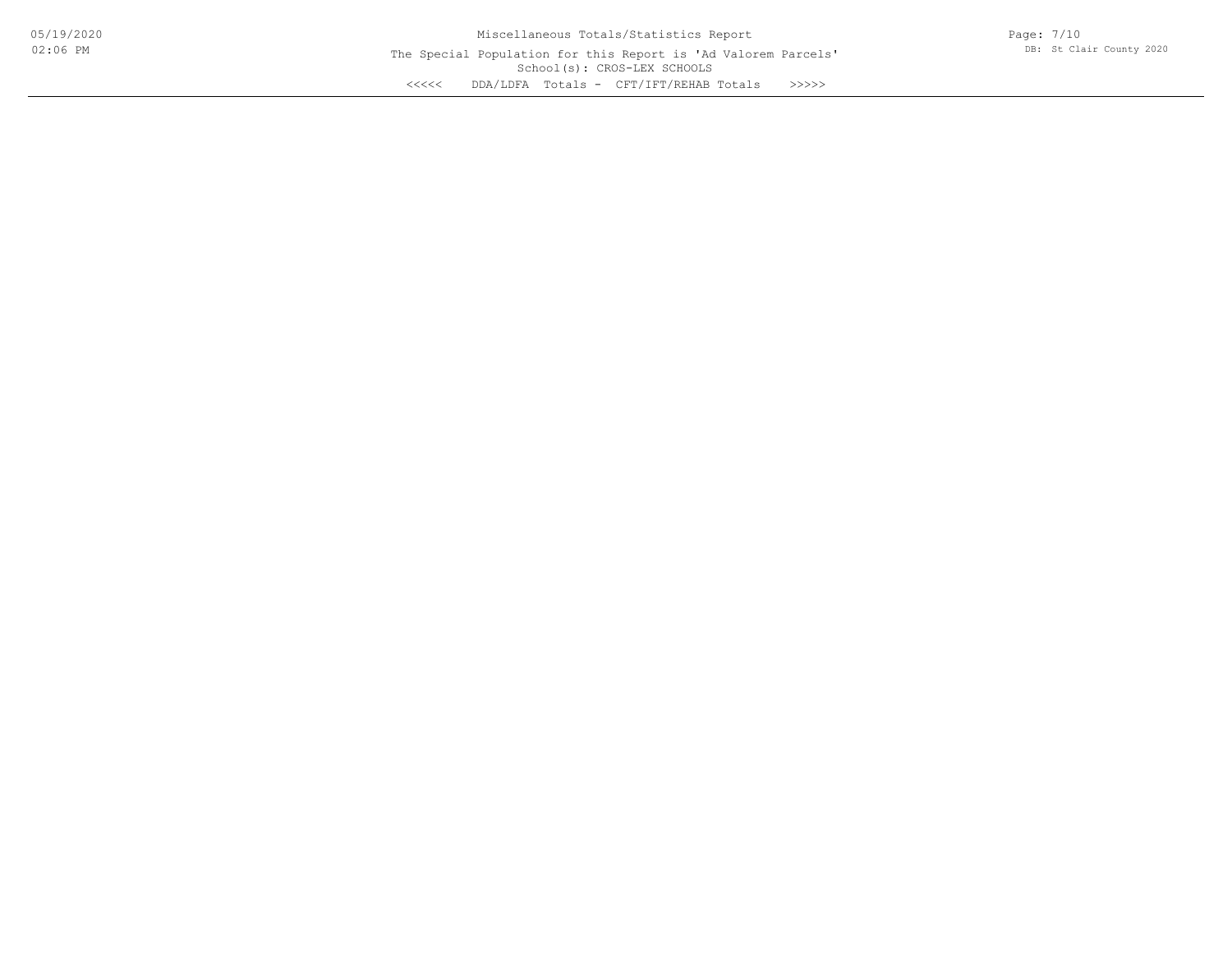## <<<<< DDA/LDFA Totals - CFT/IFT/REHAB Totals >>>>>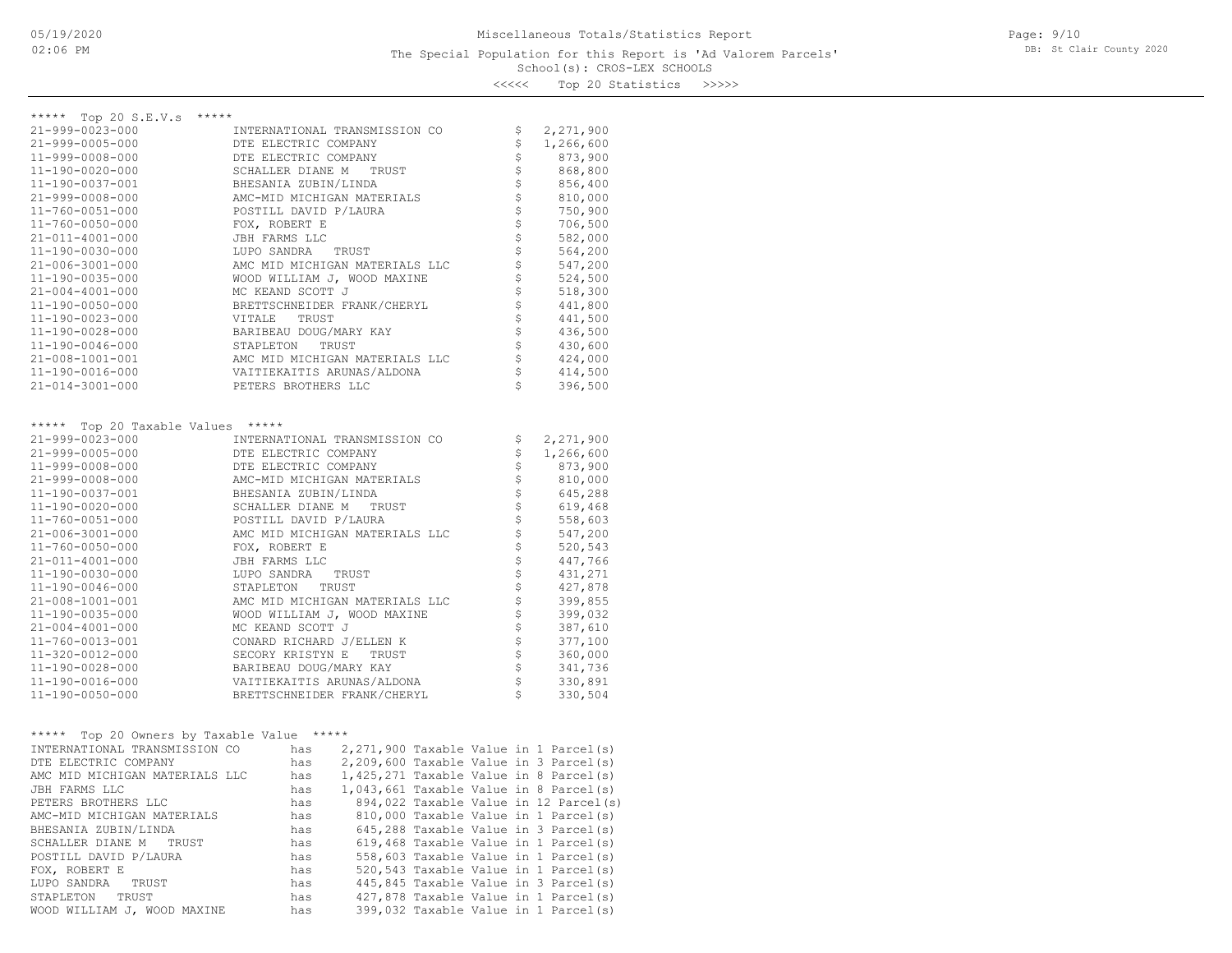# Miscellaneous Totals/Statistics Report

The Special Population for this Report is 'Ad Valorem Parcels'

School(s): CROS-LEX SCHOOLS

<<<<< Top 20 Statistics >>>>>

## ***** Top 20 S.E.V.s *****

| Parcel | Owner | S.E.V. |
|---|---|---|
| 21-999-0023-000 | INTERNATIONAL TRANSMISSION CO | $ 2,271,900 |
| 21-999-0005-000 | DTE ELECTRIC COMPANY | $ 1,266,600 |
| 11-999-0008-000 | DTE ELECTRIC COMPANY | $ 873,900 |
| 11-190-0020-000 | SCHALLER DIANE M TRUST | $ 868,800 |
| 11-190-0037-001 | BHESANIA ZUBIN/LINDA | $ 856,400 |
| 21-999-0008-000 | AMC-MID MICHIGAN MATERIALS | $ 810,000 |
| 11-760-0051-000 | POSTILL DAVID P/LAURA | $ 750,900 |
| 11-760-0050-000 | FOX, ROBERT E | $ 706,500 |
| 21-011-4001-000 | JBH FARMS LLC | $ 582,000 |
| 11-190-0030-000 | LUPO SANDRA TRUST | $ 564,200 |
| 21-006-3001-000 | AMC MID MICHIGAN MATERIALS LLC | $ 547,200 |
| 11-190-0035-000 | WOOD WILLIAM J, WOOD MAXINE | $ 524,500 |
| 21-004-4001-000 | MC KEAND SCOTT J | $ 518,300 |
| 11-190-0050-000 | BRETTSCHNEIDER FRANK/CHERYL | $ 441,800 |
| 11-190-0023-000 | VITALE TRUST | $ 441,500 |
| 11-190-0028-000 | BARIBEAU DOUG/MARY KAY | $ 436,500 |
| 11-190-0046-000 | STAPLETON TRUST | $ 430,600 |
| 21-008-1001-001 | AMC MID MICHIGAN MATERIALS LLC | $ 424,000 |
| 11-190-0016-000 | VAITIEKAITIS ARUNAS/ALDONA | $ 414,500 |
| 21-014-3001-000 | PETERS BROTHERS LLC | $ 396,500 |

## ***** Top 20 Taxable Values *****

| Parcel | Owner | Taxable Value |
|---|---|---|
| 21-999-0023-000 | INTERNATIONAL TRANSMISSION CO | $ 2,271,900 |
| 21-999-0005-000 | DTE ELECTRIC COMPANY | $ 1,266,600 |
| 11-999-0008-000 | DTE ELECTRIC COMPANY | $ 873,900 |
| 21-999-0008-000 | AMC-MID MICHIGAN MATERIALS | $ 810,000 |
| 11-190-0037-001 | BHESANIA ZUBIN/LINDA | $ 645,288 |
| 11-190-0020-000 | SCHALLER DIANE M TRUST | $ 619,468 |
| 11-760-0051-000 | POSTILL DAVID P/LAURA | $ 558,603 |
| 21-006-3001-000 | AMC MID MICHIGAN MATERIALS LLC | $ 547,200 |
| 11-760-0050-000 | FOX, ROBERT E | $ 520,543 |
| 21-011-4001-000 | JBH FARMS LLC | $ 447,766 |
| 11-190-0030-000 | LUPO SANDRA TRUST | $ 431,271 |
| 11-190-0046-000 | STAPLETON TRUST | $ 427,878 |
| 21-008-1001-001 | AMC MID MICHIGAN MATERIALS LLC | $ 399,855 |
| 11-190-0035-000 | WOOD WILLIAM J, WOOD MAXINE | $ 399,032 |
| 21-004-4001-000 | MC KEAND SCOTT J | $ 387,610 |
| 11-760-0013-001 | CONARD RICHARD J/ELLEN K | $ 377,100 |
| 11-320-0012-000 | SECORY KRISTYN E TRUST | $ 360,000 |
| 11-190-0028-000 | BARIBEAU DOUG/MARY KAY | $ 341,736 |
| 11-190-0016-000 | VAITIEKAITIS ARUNAS/ALDONA | $ 330,891 |
| 11-190-0050-000 | BRETTSCHNEIDER FRANK/CHERYL | $ 330,504 |

## ***** Top 20 Owners by Taxable Value *****

| Owner | | Taxable Value | Parcels |
|---|---|---|---|
| INTERNATIONAL TRANSMISSION CO | has | 2,271,900 Taxable Value | in 1 Parcel(s) |
| DTE ELECTRIC COMPANY | has | 2,209,600 Taxable Value | in 3 Parcel(s) |
| AMC MID MICHIGAN MATERIALS LLC | has | 1,425,271 Taxable Value | in 8 Parcel(s) |
| JBH FARMS LLC | has | 1,043,661 Taxable Value | in 8 Parcel(s) |
| PETERS BROTHERS LLC | has | 894,022 Taxable Value | in 12 Parcel(s) |
| AMC-MID MICHIGAN MATERIALS | has | 810,000 Taxable Value | in 1 Parcel(s) |
| BHESANIA ZUBIN/LINDA | has | 645,288 Taxable Value | in 3 Parcel(s) |
| SCHALLER DIANE M TRUST | has | 619,468 Taxable Value | in 1 Parcel(s) |
| POSTILL DAVID P/LAURA | has | 558,603 Taxable Value | in 1 Parcel(s) |
| FOX, ROBERT E | has | 520,543 Taxable Value | in 1 Parcel(s) |
| LUPO SANDRA TRUST | has | 445,845 Taxable Value | in 3 Parcel(s) |
| STAPLETON TRUST | has | 427,878 Taxable Value | in 1 Parcel(s) |
| WOOD WILLIAM J, WOOD MAXINE | has | 399,032 Taxable Value | in 1 Parcel(s) |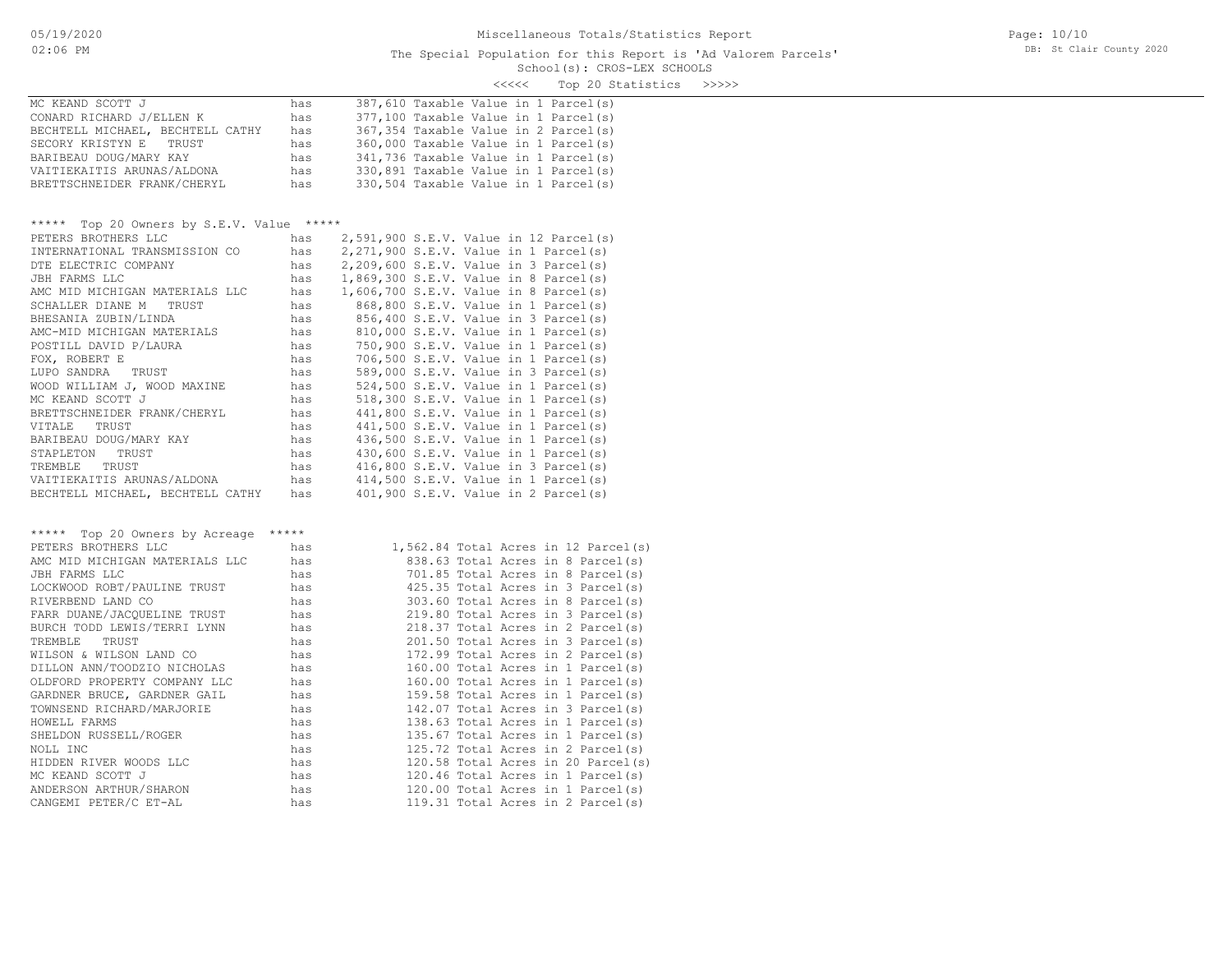Miscellaneous Totals/Statistics Report

The Special Population for this Report is 'Ad Valorem Parcels'

School(s): CROS-LEX SCHOOLS

<<<<< Top 20 Statistics >>>>>

```
MC KEAND SCOTT J                  has     387,610 Taxable Value in 1 Parcel(s)
CONARD RICHARD J/ELLEN K          has     377,100 Taxable Value in 1 Parcel(s)
BECHTELL MICHAEL, BECHTELL CATHY  has     367,354 Taxable Value in 2 Parcel(s)
SECORY KRISTYN E   TRUST          has     360,000 Taxable Value in 1 Parcel(s)
BARIBEAU DOUG/MARY KAY            has     341,736 Taxable Value in 1 Parcel(s)
VAITIEKAITIS ARUNAS/ALDONA        has     330,891 Taxable Value in 1 Parcel(s)
BRETTSCHNEIDER FRANK/CHERYL       has     330,504 Taxable Value in 1 Parcel(s)
```

***** Top 20 Owners by S.E.V. Value *****

```
PETERS BROTHERS LLC               has   2,591,900 S.E.V. Value in 12 Parcel(s)
INTERNATIONAL TRANSMISSION CO     has   2,271,900 S.E.V. Value in 1 Parcel(s)
DTE ELECTRIC COMPANY              has   2,209,600 S.E.V. Value in 3 Parcel(s)
JBH FARMS LLC                     has   1,869,300 S.E.V. Value in 8 Parcel(s)
AMC MID MICHIGAN MATERIALS LLC    has   1,606,700 S.E.V. Value in 8 Parcel(s)
SCHALLER DIANE M   TRUST          has     868,800 S.E.V. Value in 1 Parcel(s)
BHESANIA ZUBIN/LINDA              has     856,400 S.E.V. Value in 3 Parcel(s)
AMC-MID MICHIGAN MATERIALS        has     810,000 S.E.V. Value in 1 Parcel(s)
POSTILL DAVID P/LAURA             has     750,900 S.E.V. Value in 1 Parcel(s)
FOX, ROBERT E                     has     706,500 S.E.V. Value in 1 Parcel(s)
LUPO SANDRA   TRUST               has     589,000 S.E.V. Value in 3 Parcel(s)
WOOD WILLIAM J, WOOD MAXINE       has     524,500 S.E.V. Value in 1 Parcel(s)
MC KEAND SCOTT J                  has     518,300 S.E.V. Value in 1 Parcel(s)
BRETTSCHNEIDER FRANK/CHERYL       has     441,800 S.E.V. Value in 1 Parcel(s)
VITALE   TRUST                    has     441,500 S.E.V. Value in 1 Parcel(s)
BARIBEAU DOUG/MARY KAY            has     436,500 S.E.V. Value in 1 Parcel(s)
STAPLETON   TRUST                 has     430,600 S.E.V. Value in 1 Parcel(s)
TREMBLE   TRUST                   has     416,800 S.E.V. Value in 3 Parcel(s)
VAITIEKAITIS ARUNAS/ALDONA        has     414,500 S.E.V. Value in 1 Parcel(s)
BECHTELL MICHAEL, BECHTELL CATHY  has     401,900 S.E.V. Value in 2 Parcel(s)
```

***** Top 20 Owners by Acreage *****

```
PETERS BROTHERS LLC               has        1,562.84 Total Acres in 12 Parcel(s)
AMC MID MICHIGAN MATERIALS LLC    has          838.63 Total Acres in 8 Parcel(s)
JBH FARMS LLC                     has          701.85 Total Acres in 8 Parcel(s)
LOCKWOOD ROBT/PAULINE TRUST       has          425.35 Total Acres in 3 Parcel(s)
RIVERBEND LAND CO                 has          303.60 Total Acres in 8 Parcel(s)
FARR DUANE/JACQUELINE TRUST       has          219.80 Total Acres in 3 Parcel(s)
BURCH TODD LEWIS/TERRI LYNN       has          218.37 Total Acres in 2 Parcel(s)
TREMBLE   TRUST                   has          201.50 Total Acres in 3 Parcel(s)
WILSON & WILSON LAND CO           has          172.99 Total Acres in 2 Parcel(s)
DILLON ANN/TOODZIO NICHOLAS       has          160.00 Total Acres in 1 Parcel(s)
OLDFORD PROPERTY COMPANY LLC      has          160.00 Total Acres in 1 Parcel(s)
GARDNER BRUCE, GARDNER GAIL       has          159.58 Total Acres in 1 Parcel(s)
TOWNSEND RICHARD/MARJORIE         has          142.07 Total Acres in 3 Parcel(s)
HOWELL FARMS                      has          138.63 Total Acres in 1 Parcel(s)
SHELDON RUSSELL/ROGER             has          135.67 Total Acres in 1 Parcel(s)
NOLL INC                          has          125.72 Total Acres in 2 Parcel(s)
HIDDEN RIVER WOODS LLC            has          120.58 Total Acres in 20 Parcel(s)
MC KEAND SCOTT J                  has          120.46 Total Acres in 1 Parcel(s)
ANDERSON ARTHUR/SHARON            has          120.00 Total Acres in 1 Parcel(s)
CANGEMI PETER/C ET-AL             has          119.31 Total Acres in 2 Parcel(s)
```